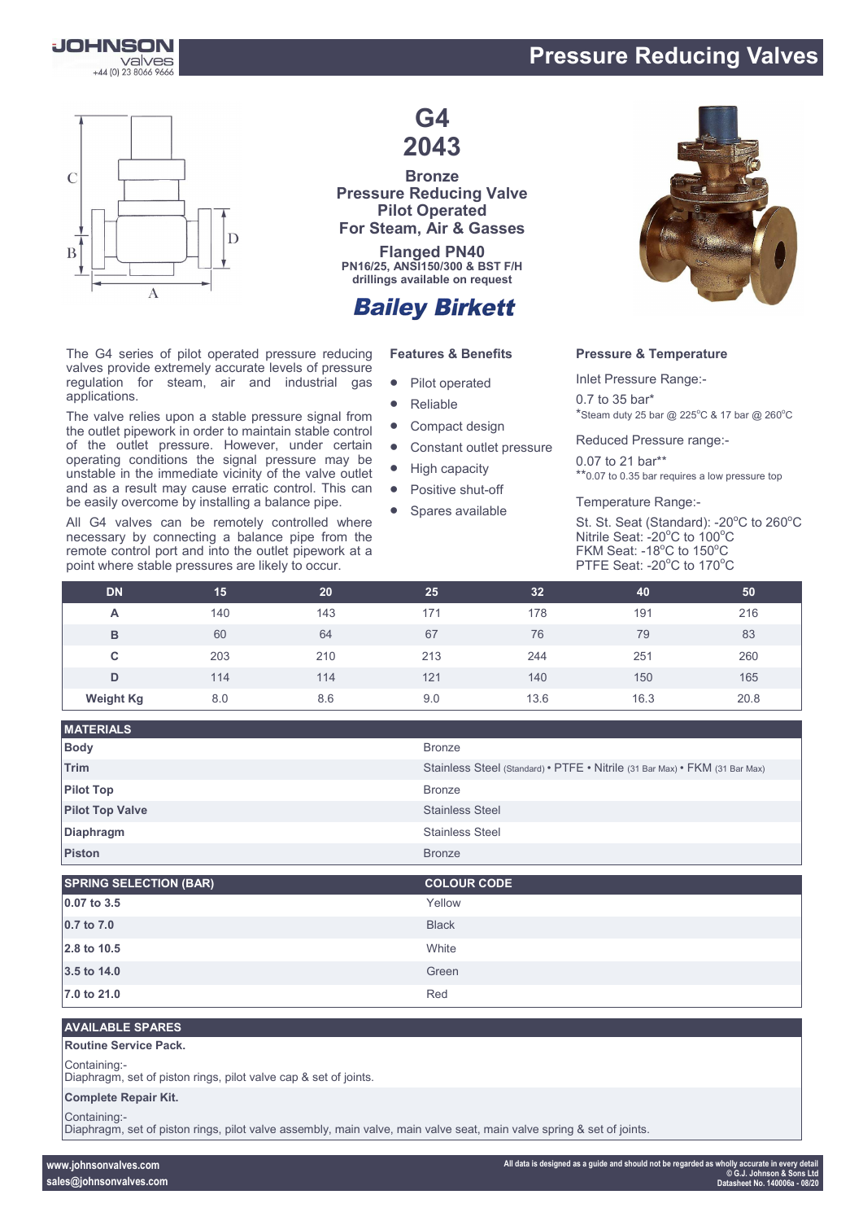# Pressure Reducing Valves

## G4
## 2043

**Bronze**
**Pressure Reducing Valve**
**Pilot Operated**
**For Steam, Air & Gasses**

**Flanged PN40**
**PN16/25, ANSI150/300 & BST F/H drillings available on request**

**Bailey Birkett**

The G4 series of pilot operated pressure reducing valves provide extremely accurate levels of pressure regulation for steam, air and industrial gas applications.

The valve relies upon a stable pressure signal from the outlet pipework in order to maintain stable control of the outlet pressure. However, under certain operating conditions the signal pressure may be unstable in the immediate vicinity of the valve outlet and as a result may cause erratic control. This can be easily overcome by installing a balance pipe.

All G4 valves can be remotely controlled where necessary by connecting a balance pipe from the remote control port and into the outlet pipework at a point where stable pressures are likely to occur.

### Features & Benefits

- Pilot operated
- Reliable
- Compact design
- Constant outlet pressure
- High capacity
- Positive shut-off
- Spares available

### Pressure & Temperature

Inlet Pressure Range:-

0.7 to 35 bar*
*Steam duty 25 bar @ 225°C & 17 bar @ 260°C

Reduced Pressure range:-

0.07 to 21 bar**
**0.07 to 0.35 bar requires a low pressure top

Temperature Range:-

St. St. Seat (Standard): -20°C to 260°C
Nitrile Seat: -20°C to 100°C
FKM Seat: -18°C to 150°C
PTFE Seat: -20°C to 170°C

| DN | 15 | 20 | 25 | 32 | 40 | 50 |
|---|---|---|---|---|---|---|
| A | 140 | 143 | 171 | 178 | 191 | 216 |
| B | 60 | 64 | 67 | 76 | 79 | 83 |
| C | 203 | 210 | 213 | 244 | 251 | 260 |
| D | 114 | 114 | 121 | 140 | 150 | 165 |
| Weight Kg | 8.0 | 8.6 | 9.0 | 13.6 | 16.3 | 20.8 |

| MATERIALS | |
|---|---|
| Body | Bronze |
| Trim | Stainless Steel (Standard) • PTFE • Nitrile (31 Bar Max) • FKM (31 Bar Max) |
| Pilot Top | Bronze |
| Pilot Top Valve | Stainless Steel |
| Diaphragm | Stainless Steel |
| Piston | Bronze |

| SPRING SELECTION (BAR) | COLOUR CODE |
|---|---|
| 0.07 to 3.5 | Yellow |
| 0.7 to 7.0 | Black |
| 2.8 to 10.5 | White |
| 3.5 to 14.0 | Green |
| 7.0 to 21.0 | Red |

### AVAILABLE SPARES

**Routine Service Pack.**

Containing:-
Diaphragm, set of piston rings, pilot valve cap & set of joints.

**Complete Repair Kit.**

Containing:-
Diaphragm, set of piston rings, pilot valve assembly, main valve, main valve seat, main valve spring & set of joints.

www.johnsonvalves.com
sales@johnsonvalves.com

All data is designed as a guide and should not be regarded as wholly accurate in every detail
© G.J. Johnson & Sons Ltd
Datasheet No. 140006a - 08/20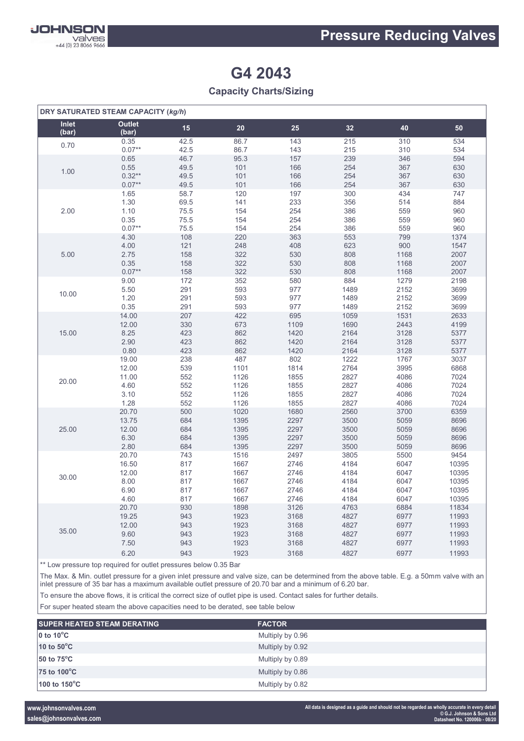# G4 2043

## Capacity Charts/Sizing

| DRY SATURATED STEAM CAPACITY (*kg/h*) | | | | | | | |
|---|---|---|---|---|---|---|---|
| **Inlet (bar)** | **Outlet (bar)** | **15** | **20** | **25** | **32** | **40** | **50** |
| 0.70 | 0.35 | 42.5 | 86.7 | 143 | 215 | 310 | 534 |
| | 0.07** | 42.5 | 86.7 | 143 | 215 | 310 | 534 |
| 1.00 | 0.65 | 46.7 | 95.3 | 157 | 239 | 346 | 594 |
| | 0.55 | 49.5 | 101 | 166 | 254 | 367 | 630 |
| | 0.32** | 49.5 | 101 | 166 | 254 | 367 | 630 |
| | 0.07** | 49.5 | 101 | 166 | 254 | 367 | 630 |
| 2.00 | 1.65 | 58.7 | 120 | 197 | 300 | 434 | 747 |
| | 1.30 | 69.5 | 141 | 233 | 356 | 514 | 884 |
| | 1.10 | 75.5 | 154 | 254 | 386 | 559 | 960 |
| | 0.35 | 75.5 | 154 | 254 | 386 | 559 | 960 |
| | 0.07** | 75.5 | 154 | 254 | 386 | 559 | 960 |
| 5.00 | 4.30 | 108 | 220 | 363 | 553 | 799 | 1374 |
| | 4.00 | 121 | 248 | 408 | 623 | 900 | 1547 |
| | 2.75 | 158 | 322 | 530 | 808 | 1168 | 2007 |
| | 0.35 | 158 | 322 | 530 | 808 | 1168 | 2007 |
| | 0.07** | 158 | 322 | 530 | 808 | 1168 | 2007 |
| 10.00 | 9.00 | 172 | 352 | 580 | 884 | 1279 | 2198 |
| | 5.50 | 291 | 593 | 977 | 1489 | 2152 | 3699 |
| | 1.20 | 291 | 593 | 977 | 1489 | 2152 | 3699 |
| | 0.35 | 291 | 593 | 977 | 1489 | 2152 | 3699 |
| 15.00 | 14.00 | 207 | 422 | 695 | 1059 | 1531 | 2633 |
| | 12.00 | 330 | 673 | 1109 | 1690 | 2443 | 4199 |
| | 8.25 | 423 | 862 | 1420 | 2164 | 3128 | 5377 |
| | 2.90 | 423 | 862 | 1420 | 2164 | 3128 | 5377 |
| | 0.80 | 423 | 862 | 1420 | 2164 | 3128 | 5377 |
| 20.00 | 19.00 | 238 | 487 | 802 | 1222 | 1767 | 3037 |
| | 12.00 | 539 | 1101 | 1814 | 2764 | 3995 | 6868 |
| | 11.00 | 552 | 1126 | 1855 | 2827 | 4086 | 7024 |
| | 4.60 | 552 | 1126 | 1855 | 2827 | 4086 | 7024 |
| | 3.10 | 552 | 1126 | 1855 | 2827 | 4086 | 7024 |
| | 1.28 | 552 | 1126 | 1855 | 2827 | 4086 | 7024 |
| 25.00 | 20.70 | 500 | 1020 | 1680 | 2560 | 3700 | 6359 |
| | 13.75 | 684 | 1395 | 2297 | 3500 | 5059 | 8696 |
| | 12.00 | 684 | 1395 | 2297 | 3500 | 5059 | 8696 |
| | 6.30 | 684 | 1395 | 2297 | 3500 | 5059 | 8696 |
| | 2.80 | 684 | 1395 | 2297 | 3500 | 5059 | 8696 |
| 30.00 | 20.70 | 743 | 1516 | 2497 | 3805 | 5500 | 9454 |
| | 16.50 | 817 | 1667 | 2746 | 4184 | 6047 | 10395 |
| | 12.00 | 817 | 1667 | 2746 | 4184 | 6047 | 10395 |
| | 8.00 | 817 | 1667 | 2746 | 4184 | 6047 | 10395 |
| | 6.90 | 817 | 1667 | 2746 | 4184 | 6047 | 10395 |
| | 4.60 | 817 | 1667 | 2746 | 4184 | 6047 | 10395 |
| 35.00 | 20.70 | 930 | 1898 | 3126 | 4763 | 6884 | 11834 |
| | 19.25 | 943 | 1923 | 3168 | 4827 | 6977 | 11993 |
| | 12.00 | 943 | 1923 | 3168 | 4827 | 6977 | 11993 |
| | 9.60 | 943 | 1923 | 3168 | 4827 | 6977 | 11993 |
| | 7.50 | 943 | 1923 | 3168 | 4827 | 6977 | 11993 |
| | 6.20 | 943 | 1923 | 3168 | 4827 | 6977 | 11993 |

** Low pressure top required for outlet pressures below 0.35 Bar

The Max. & Min. outlet pressure for a given inlet pressure and valve size, can be determined from the above table. E.g. a 50mm valve with an inlet pressure of 35 bar has a maximum available outlet pressure of 20.70 bar and a minimum of 6.20 bar.

To ensure the above flows, it is critical the correct size of outlet pipe is used. Contact sales for further details.

For super heated steam the above capacities need to be derated, see table below

| SUPER HEATED STEAM DERATING | FACTOR |
|---|---|
| **0 to 10°C** | Multiply by 0.96 |
| **10 to 50°C** | Multiply by 0.92 |
| **50 to 75°C** | Multiply by 0.89 |
| **75 to 100°C** | Multiply by 0.86 |
| **100 to 150°C** | Multiply by 0.82 |

All data is designed as a guide and should not be regarded as wholly accurate in every detail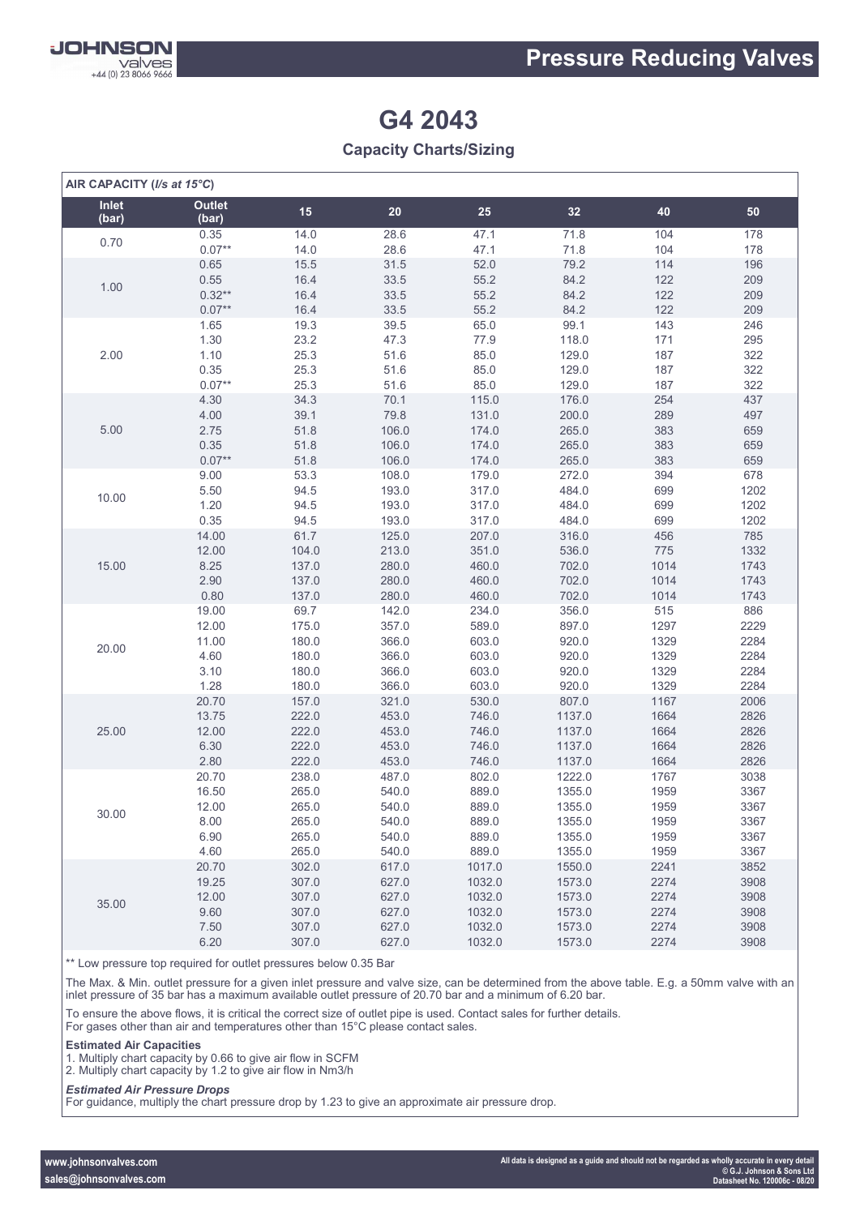# G4 2043

## Capacity Charts/Sizing

| AIR CAPACITY (*l/s at 15°C*) | | | | | | | |
|---|---|---|---|---|---|---|---|
| **Inlet (bar)** | **Outlet (bar)** | **15** | **20** | **25** | **32** | **40** | **50** |
| 0.70 | 0.35 | 14.0 | 28.6 | 47.1 | 71.8 | 104 | 178 |
| | 0.07** | 14.0 | 28.6 | 47.1 | 71.8 | 104 | 178 |
| 1.00 | 0.65 | 15.5 | 31.5 | 52.0 | 79.2 | 114 | 196 |
| | 0.55 | 16.4 | 33.5 | 55.2 | 84.2 | 122 | 209 |
| | 0.32** | 16.4 | 33.5 | 55.2 | 84.2 | 122 | 209 |
| | 0.07** | 16.4 | 33.5 | 55.2 | 84.2 | 122 | 209 |
| 2.00 | 1.65 | 19.3 | 39.5 | 65.0 | 99.1 | 143 | 246 |
| | 1.30 | 23.2 | 47.3 | 77.9 | 118.0 | 171 | 295 |
| | 1.10 | 25.3 | 51.6 | 85.0 | 129.0 | 187 | 322 |
| | 0.35 | 25.3 | 51.6 | 85.0 | 129.0 | 187 | 322 |
| | 0.07** | 25.3 | 51.6 | 85.0 | 129.0 | 187 | 322 |
| 5.00 | 4.30 | 34.3 | 70.1 | 115.0 | 176.0 | 254 | 437 |
| | 4.00 | 39.1 | 79.8 | 131.0 | 200.0 | 289 | 497 |
| | 2.75 | 51.8 | 106.0 | 174.0 | 265.0 | 383 | 659 |
| | 0.35 | 51.8 | 106.0 | 174.0 | 265.0 | 383 | 659 |
| | 0.07** | 51.8 | 106.0 | 174.0 | 265.0 | 383 | 659 |
| 10.00 | 9.00 | 53.3 | 108.0 | 179.0 | 272.0 | 394 | 678 |
| | 5.50 | 94.5 | 193.0 | 317.0 | 484.0 | 699 | 1202 |
| | 1.20 | 94.5 | 193.0 | 317.0 | 484.0 | 699 | 1202 |
| | 0.35 | 94.5 | 193.0 | 317.0 | 484.0 | 699 | 1202 |
| 15.00 | 14.00 | 61.7 | 125.0 | 207.0 | 316.0 | 456 | 785 |
| | 12.00 | 104.0 | 213.0 | 351.0 | 536.0 | 775 | 1332 |
| | 8.25 | 137.0 | 280.0 | 460.0 | 702.0 | 1014 | 1743 |
| | 2.90 | 137.0 | 280.0 | 460.0 | 702.0 | 1014 | 1743 |
| | 0.80 | 137.0 | 280.0 | 460.0 | 702.0 | 1014 | 1743 |
| 20.00 | 19.00 | 69.7 | 142.0 | 234.0 | 356.0 | 515 | 886 |
| | 12.00 | 175.0 | 357.0 | 589.0 | 897.0 | 1297 | 2229 |
| | 11.00 | 180.0 | 366.0 | 603.0 | 920.0 | 1329 | 2284 |
| | 4.60 | 180.0 | 366.0 | 603.0 | 920.0 | 1329 | 2284 |
| | 3.10 | 180.0 | 366.0 | 603.0 | 920.0 | 1329 | 2284 |
| | 1.28 | 180.0 | 366.0 | 603.0 | 920.0 | 1329 | 2284 |
| 25.00 | 20.70 | 157.0 | 321.0 | 530.0 | 807.0 | 1167 | 2006 |
| | 13.75 | 222.0 | 453.0 | 746.0 | 1137.0 | 1664 | 2826 |
| | 12.00 | 222.0 | 453.0 | 746.0 | 1137.0 | 1664 | 2826 |
| | 6.30 | 222.0 | 453.0 | 746.0 | 1137.0 | 1664 | 2826 |
| | 2.80 | 222.0 | 453.0 | 746.0 | 1137.0 | 1664 | 2826 |
| 30.00 | 20.70 | 238.0 | 487.0 | 802.0 | 1222.0 | 1767 | 3038 |
| | 16.50 | 265.0 | 540.0 | 889.0 | 1355.0 | 1959 | 3367 |
| | 12.00 | 265.0 | 540.0 | 889.0 | 1355.0 | 1959 | 3367 |
| | 8.00 | 265.0 | 540.0 | 889.0 | 1355.0 | 1959 | 3367 |
| | 6.90 | 265.0 | 540.0 | 889.0 | 1355.0 | 1959 | 3367 |
| | 4.60 | 265.0 | 540.0 | 889.0 | 1355.0 | 1959 | 3367 |
| 35.00 | 20.70 | 302.0 | 617.0 | 1017.0 | 1550.0 | 2241 | 3852 |
| | 19.25 | 307.0 | 627.0 | 1032.0 | 1573.0 | 2274 | 3908 |
| | 12.00 | 307.0 | 627.0 | 1032.0 | 1573.0 | 2274 | 3908 |
| | 9.60 | 307.0 | 627.0 | 1032.0 | 1573.0 | 2274 | 3908 |
| | 7.50 | 307.0 | 627.0 | 1032.0 | 1573.0 | 2274 | 3908 |
| | 6.20 | 307.0 | 627.0 | 1032.0 | 1573.0 | 2274 | 3908 |

** Low pressure top required for outlet pressures below 0.35 Bar

The Max. & Min. outlet pressure for a given inlet pressure and valve size, can be determined from the above table. E.g. a 50mm valve with an inlet pressure of 35 bar has a maximum available outlet pressure of 20.70 bar and a minimum of 6.20 bar.

To ensure the above flows, it is critical the correct size of outlet pipe is used. Contact sales for further details.
For gases other than air and temperatures other than 15°C please contact sales.

**Estimated Air Capacities**

1. Multiply chart capacity by 0.66 to give air flow in SCFM
2. Multiply chart capacity by 1.2 to give air flow in Nm3/h

***Estimated Air Pressure Drops***

For guidance, multiply the chart pressure drop by 1.23 to give an approximate air pressure drop.